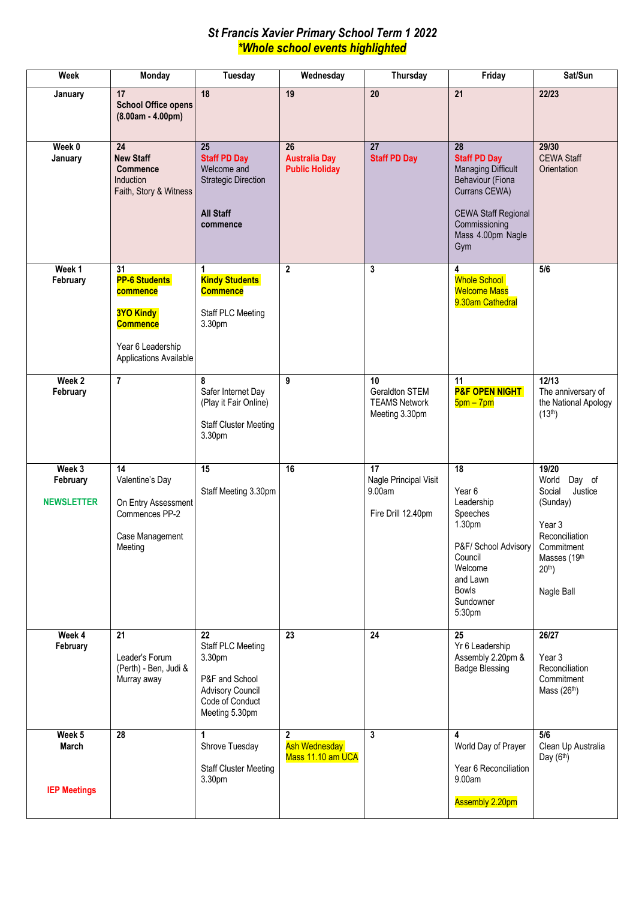# *St Francis Xavier Primary School Term 1 2022*

## ***Whole school events highlighted***

| Week | Monday | Tuesday | Wednesday | Thursday | Friday | Sat/Sun |
|---|---|---|---|---|---|---|
| **January** | **17**<br>**School Office opens (8.00am - 4.00pm)** | **18** | **19** | **20** | **21** | **22/23** |
| **Week 0**<br>**January** | **24**<br>**New Staff Commence**<br>Induction<br>Faith, Story & Witness | **25**<br>**Staff PD Day**<br>Welcome and Strategic Direction<br><br>**All Staff commence** | **26**<br>**Australia Day Public Holiday** | **27**<br>**Staff PD Day** | **28**<br>**Staff PD Day**<br>Managing Difficult Behaviour (Fiona Currans CEWA)<br><br>CEWA Staff Regional Commissioning Mass 4.00pm Nagle Gym | **29/30**<br>CEWA Staff Orientation |
| **Week 1**<br>**February** | **31**<br>**PP-6 Students commence**<br><br>**3YO Kindy Commence**<br><br>Year 6 Leadership Applications Available | **1**<br>**Kindy Students Commence**<br><br>Staff PLC Meeting 3.30pm | **2** | **3** | **4**<br>Whole School Welcome Mass 9.30am Cathedral | **5/6** |
| **Week 2**<br>**February** | **7** | **8**<br>Safer Internet Day (Play it Fair Online)<br><br>Staff Cluster Meeting 3.30pm | **9** | **10**<br>Geraldton STEM TEAMS Network Meeting 3.30pm | **11**<br>**P&F OPEN NIGHT** 5pm – 7pm | **12/13**<br>The anniversary of the National Apology (13th) |
| **Week 3**<br>**February**<br><br>**NEWSLETTER** | **14**<br>Valentine's Day<br><br>On Entry Assessment Commences PP-2<br><br>Case Management Meeting | **15**<br>Staff Meeting 3.30pm | **16** | **17**<br>Nagle Principal Visit 9.00am<br><br>Fire Drill 12.40pm | **18**<br>Year 6 Leadership Speeches 1.30pm<br><br>P&F/ School Advisory Council Welcome and Lawn Bowls Sundowner 5:30pm | **19/20**<br>World Day of Social Justice (Sunday)<br><br>Year 3 Reconciliation Commitment Masses (19th 20th)<br><br>Nagle Ball |
| **Week 4**<br>**February** | **21**<br>Leader's Forum (Perth) - Ben, Judi & Murray away | **22**<br>Staff PLC Meeting 3.30pm<br><br>P&F and School Advisory Council Code of Conduct Meeting 5.30pm | **23** | **24** | **25**<br>Yr 6 Leadership Assembly 2.20pm & Badge Blessing | **26/27**<br>Year 3 Reconciliation Commitment Mass (26th) |
| **Week 5**<br>**March**<br><br>**IEP Meetings** | **28** | **1**<br>Shrove Tuesday<br><br>Staff Cluster Meeting 3.30pm | **2**<br>Ash Wednesday Mass 11.10 am UCA | **3** | **4**<br>World Day of Prayer<br><br>Year 6 Reconciliation 9.00am<br><br>Assembly 2.20pm | **5/6**<br>Clean Up Australia Day (6th) |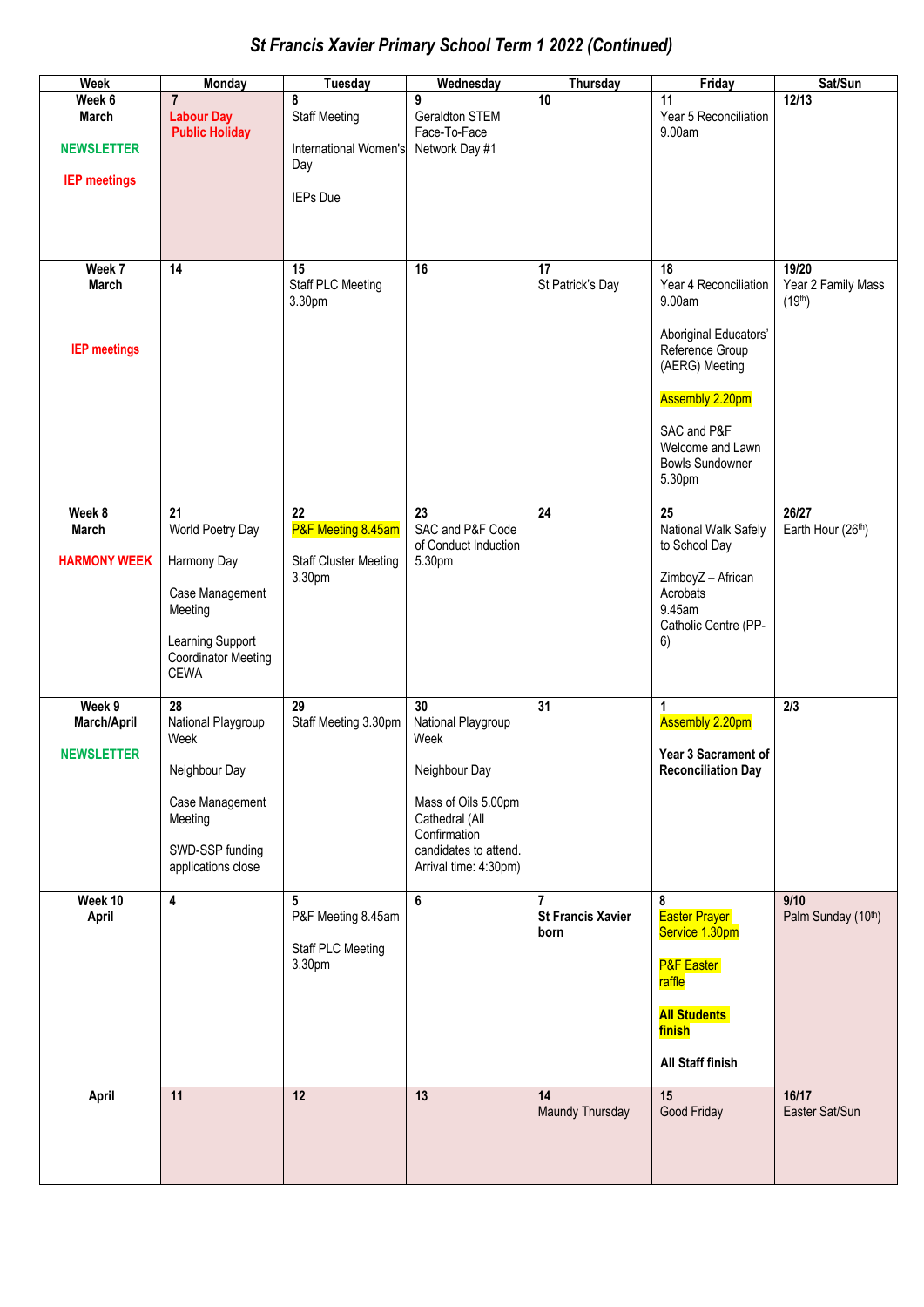# *St Francis Xavier Primary School Term 1 2022 (Continued)*

| Week | Monday | Tuesday | Wednesday | Thursday | Friday | Sat/Sun |
|---|---|---|---|---|---|---|
| **Week 6 March** <br> **NEWSLETTER** <br> **IEP meetings** | **7** <br> **Labour Day Public Holiday** | **8** <br> Staff Meeting <br> International Women's Day <br> IEPs Due | **9** <br> Geraldton STEM Face-To-Face Network Day #1 | **10** | **11** <br> Year 5 Reconciliation 9.00am | **12/13** |
| **Week 7 March** <br> **IEP meetings** | **14** | **15** <br> Staff PLC Meeting 3.30pm | **16** | **17** <br> St Patrick's Day | **18** <br> Year 4 Reconciliation 9.00am <br> Aboriginal Educators' Reference Group (AERG) Meeting <br> Assembly 2.20pm <br> SAC and P&F Welcome and Lawn Bowls Sundowner 5.30pm | **19/20** <br> Year 2 Family Mass (19th) |
| **Week 8 March** <br> **HARMONY WEEK** | **21** <br> World Poetry Day <br> Harmony Day <br> Case Management Meeting <br> Learning Support Coordinator Meeting CEWA | **22** <br> P&F Meeting 8.45am <br> Staff Cluster Meeting 3.30pm | **23** <br> SAC and P&F Code of Conduct Induction 5.30pm | **24** | **25** <br> National Walk Safely to School Day <br> ZimboyZ – African Acrobats 9.45am Catholic Centre (PP-6) | **26/27** <br> Earth Hour (26th) |
| **Week 9 March/April** <br> **NEWSLETTER** | **28** <br> National Playgroup Week <br> Neighbour Day <br> Case Management Meeting <br> SWD-SSP funding applications close | **29** <br> Staff Meeting 3.30pm | **30** <br> National Playgroup Week <br> Neighbour Day <br> Mass of Oils 5.00pm Cathedral (All Confirmation candidates to attend. Arrival time: 4:30pm) | **31** | **1** <br> Assembly 2.20pm <br> **Year 3 Sacrament of Reconciliation Day** | **2/3** |
| **Week 10 April** | **4** | **5** <br> P&F Meeting 8.45am <br> Staff PLC Meeting 3.30pm | **6** | **7** <br> **St Francis Xavier born** | **8** <br> Easter Prayer Service 1.30pm <br> P&F Easter raffle <br> **All Students finish** <br> **All Staff finish** | **9/10** <br> Palm Sunday (10th) |
| **April** | **11** | **12** | **13** | **14** <br> Maundy Thursday | **15** <br> Good Friday | **16/17** <br> Easter Sat/Sun |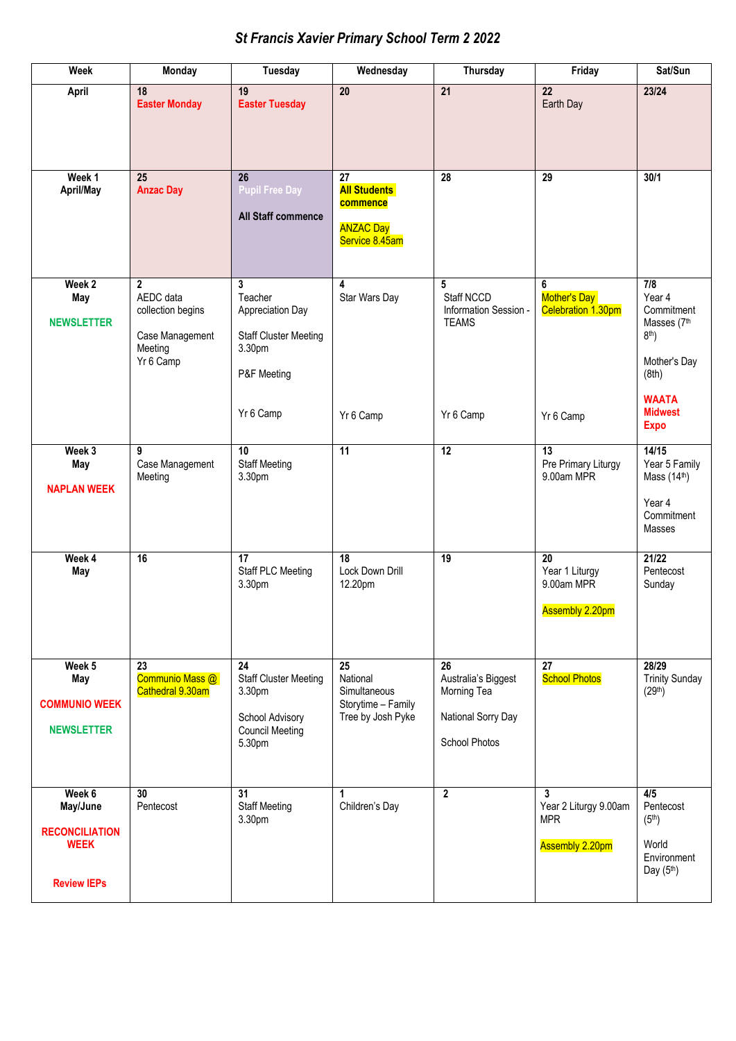# *St Francis Xavier Primary School Term 2 2022*

| Week | Monday | Tuesday | Wednesday | Thursday | Friday | Sat/Sun |
|---|---|---|---|---|---|---|
| **April** | **18** **Easter Monday** | **19** **Easter Tuesday** | **20** | **21** | **22** Earth Day | **23/24** |
| **Week 1 April/May** | **25** **Anzac Day** | **26** **Pupil Free Day** **All Staff commence** | **27** **All Students commence** ANZAC Day Service 8.45am | **28** | **29** | **30/1** |
| **Week 2 May** **NEWSLETTER** | **2** AEDC data collection begins Case Management Meeting Yr 6 Camp | **3** Teacher Appreciation Day Staff Cluster Meeting 3.30pm P&F Meeting Yr 6 Camp | **4** Star Wars Day Yr 6 Camp | **5** Staff NCCD Information Session - TEAMS Yr 6 Camp | **6** Mother's Day Celebration 1.30pm Yr 6 Camp | **7/8** Year 4 Commitment Masses (7th 8th) Mother's Day (8th) **WAATA Midwest Expo** |
| **Week 3 May** **NAPLAN WEEK** | **9** Case Management Meeting | **10** Staff Meeting 3.30pm | **11** | **12** | **13** Pre Primary Liturgy 9.00am MPR | **14/15** Year 5 Family Mass (14th) Year 4 Commitment Masses |
| **Week 4 May** | **16** | **17** Staff PLC Meeting 3.30pm | **18** Lock Down Drill 12.20pm | **19** | **20** Year 1 Liturgy 9.00am MPR Assembly 2.20pm | **21/22** Pentecost Sunday |
| **Week 5 May** **COMMUNIO WEEK** **NEWSLETTER** | **23** Communio Mass @ Cathedral 9.30am | **24** Staff Cluster Meeting 3.30pm School Advisory Council Meeting 5.30pm | **25** National Simultaneous Storytime – Family Tree by Josh Pyke | **26** Australia's Biggest Morning Tea National Sorry Day School Photos | **27** School Photos | **28/29** Trinity Sunday (29th) |
| **Week 6 May/June** **RECONCILIATION WEEK** **Review IEPs** | **30** Pentecost | **31** Staff Meeting 3.30pm | **1** Children's Day | **2** | **3** Year 2 Liturgy 9.00am MPR Assembly 2.20pm | **4/5** Pentecost (5th) World Environment Day (5th) |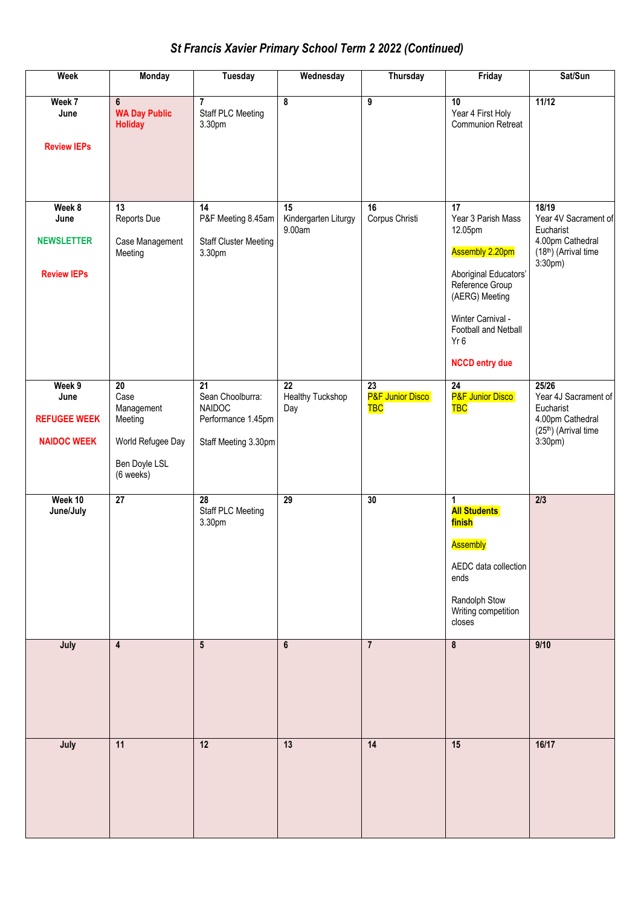# *St Francis Xavier Primary School Term 2 2022 (Continued)*

| Week | Monday | Tuesday | Wednesday | Thursday | Friday | Sat/Sun |
|---|---|---|---|---|---|---|
| **Week 7 June**<br><br>**Review IEPs** | **6**<br>**WA Day Public Holiday** | **7**<br>Staff PLC Meeting 3.30pm | **8** | **9** | **10**<br>Year 4 First Holy Communion Retreat | **11/12** |
| **Week 8 June**<br><br>**NEWSLETTER**<br><br>**Review IEPs** | **13**<br>Reports Due<br><br>Case Management Meeting | **14**<br>P&F Meeting 8.45am<br><br>Staff Cluster Meeting 3.30pm | **15**<br>Kindergarten Liturgy 9.00am | **16**<br>Corpus Christi | **17**<br>Year 3 Parish Mass 12.05pm<br><br>Assembly 2.20pm<br><br>Aboriginal Educators' Reference Group (AERG) Meeting<br><br>Winter Carnival - Football and Netball Yr 6<br><br>**NCCD entry due** | **18/19**<br>Year 4V Sacrament of Eucharist 4.00pm Cathedral (18th) (Arrival time 3:30pm) |
| **Week 9 June**<br><br>**REFUGEE WEEK**<br><br>**NAIDOC WEEK** | **20**<br>Case Management Meeting<br><br>World Refugee Day<br><br>Ben Doyle LSL (6 weeks) | **21**<br>Sean Choolburra: NAIDOC Performance 1.45pm<br><br>Staff Meeting 3.30pm | **22**<br>Healthy Tuckshop Day | **23**<br>P&F Junior Disco TBC | **24**<br>P&F Junior Disco TBC | **25/26**<br>Year 4J Sacrament of Eucharist 4.00pm Cathedral (25th) (Arrival time 3:30pm) |
| **Week 10 June/July** | **27** | **28**<br>Staff PLC Meeting 3.30pm | **29** | **30** | **1**<br>**All Students finish**<br><br>Assembly<br><br>AEDC data collection ends<br><br>Randolph Stow Writing competition closes | **2/3** |
| **July** | **4** | **5** | **6** | **7** | **8** | **9/10** |
| **July** | **11** | **12** | **13** | **14** | **15** | **16/17** |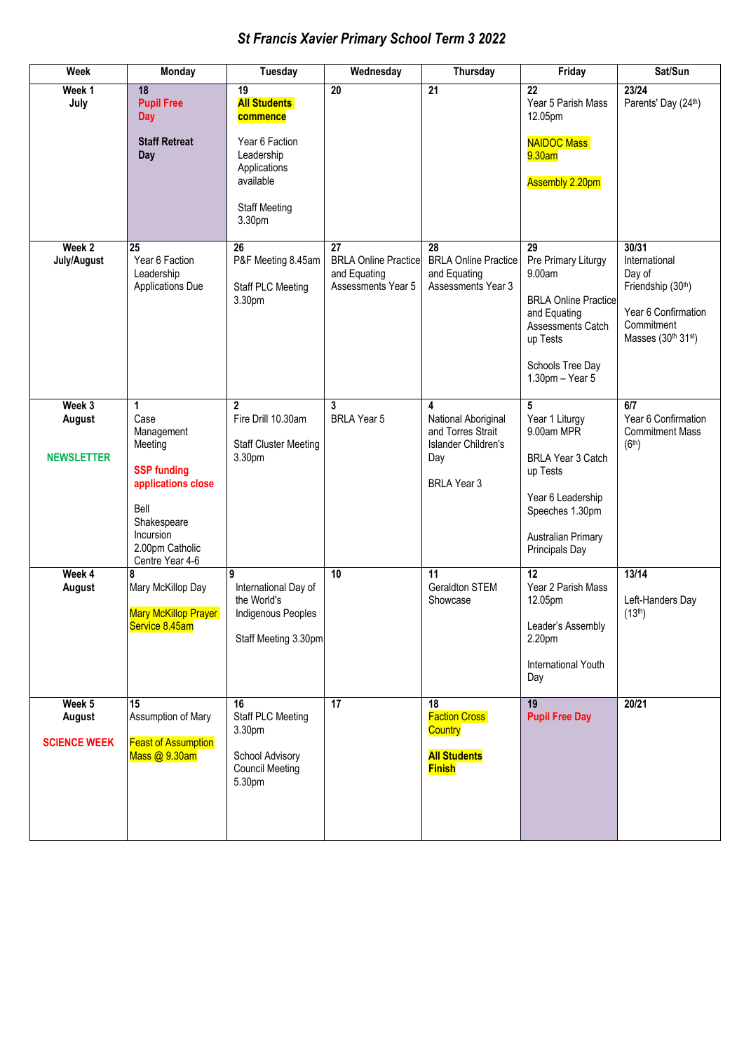# *St Francis Xavier Primary School Term 3 2022*

| Week | Monday | Tuesday | Wednesday | Thursday | Friday | Sat/Sun |
|---|---|---|---|---|---|---|
| **Week 1 July** | **18** **Pupil Free Day** **Staff Retreat Day** | **19** **All Students commence** Year 6 Faction Leadership Applications available Staff Meeting 3.30pm | **20** | **21** | **22** Year 5 Parish Mass 12.05pm NAIDOC Mass 9.30am Assembly 2.20pm | **23/24** Parents' Day (24th) |
| **Week 2 July/August** | **25** Year 6 Faction Leadership Applications Due | **26** P&F Meeting 8.45am Staff PLC Meeting 3.30pm | **27** BRLA Online Practice and Equating Assessments Year 5 | **28** BRLA Online Practice and Equating Assessments Year 3 | **29** Pre Primary Liturgy 9.00am BRLA Online Practice and Equating Assessments Catch up Tests Schools Tree Day 1.30pm – Year 5 | **30/31** International Day of Friendship (30th) Year 6 Confirmation Commitment Masses (30th 31st) |
| **Week 3 August** **NEWSLETTER** | **1** Case Management Meeting **SSP funding applications close** Bell Shakespeare Incursion 2.00pm Catholic Centre Year 4-6 | **2** Fire Drill 10.30am Staff Cluster Meeting 3.30pm | **3** BRLA Year 5 | **4** National Aboriginal and Torres Strait Islander Children's Day BRLA Year 3 | **5** Year 1 Liturgy 9.00am MPR BRLA Year 3 Catch up Tests Year 6 Leadership Speeches 1.30pm Australian Primary Principals Day | **6/7** Year 6 Confirmation Commitment Mass (6th) |
| **Week 4 August** | **8** Mary McKillop Day Mary McKillop Prayer Service 8.45am | **9** International Day of the World's Indigenous Peoples Staff Meeting 3.30pm | **10** | **11** Geraldton STEM Showcase | **12** Year 2 Parish Mass 12.05pm Leader's Assembly 2.20pm International Youth Day | **13/14** Left-Handers Day (13th) |
| **Week 5 August** **SCIENCE WEEK** | **15** Assumption of Mary Feast of Assumption Mass @ 9.30am | **16** Staff PLC Meeting 3.30pm School Advisory Council Meeting 5.30pm | **17** | **18** Faction Cross Country **All Students Finish** | **19** **Pupil Free Day** | **20/21** |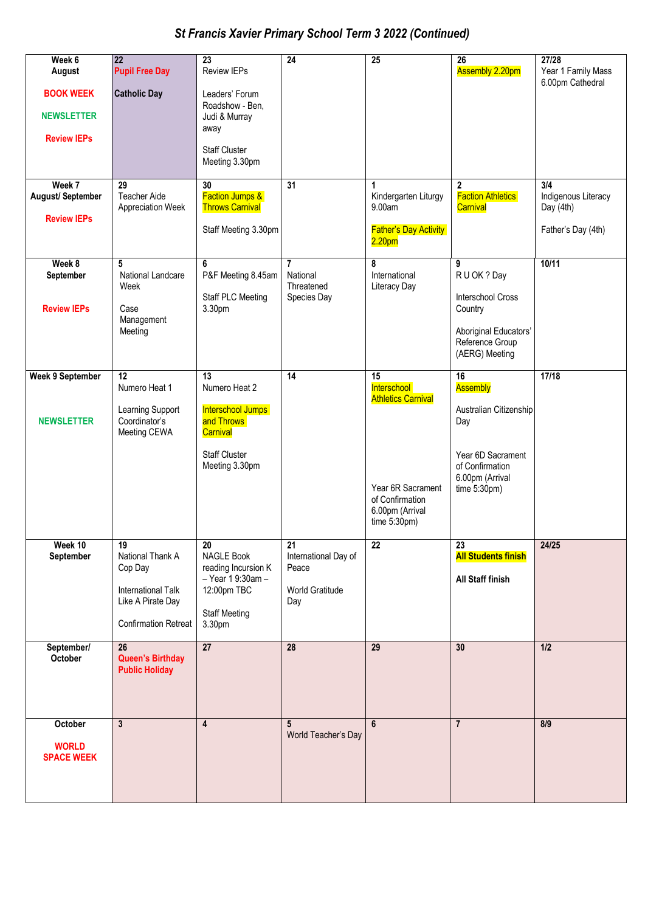# *St Francis Xavier Primary School Term 3 2022 (Continued)*

| | | | | | | |
|---|---|---|---|---|---|---|
| **Week 6**<br>**August**<br><br>**BOOK WEEK**<br><br>**NEWSLETTER**<br><br>**Review IEPs** | **22**<br>**Pupil Free Day**<br><br>**Catholic Day** | **23**<br>Review IEPs<br><br>Leaders' Forum Roadshow - Ben, Judi & Murray away<br><br>Staff Cluster Meeting 3.30pm | **24** | **25** | **26**<br>Assembly 2.20pm | **27/28**<br>Year 1 Family Mass 6.00pm Cathedral |
| **Week 7**<br>**August/ September**<br><br>**Review IEPs** | **29**<br>Teacher Aide Appreciation Week | **30**<br>Faction Jumps & Throws Carnival<br><br>Staff Meeting 3.30pm | **31** | **1**<br>Kindergarten Liturgy 9.00am<br><br>Father's Day Activity 2.20pm | **2**<br>Faction Athletics Carnival | **3/4**<br>Indigenous Literacy Day (4th)<br><br>Father's Day (4th) |
| **Week 8**<br>**September**<br><br>**Review IEPs** | **5**<br>National Landcare Week<br><br>Case Management Meeting | **6**<br>P&F Meeting 8.45am<br><br>Staff PLC Meeting 3.30pm | **7**<br>National Threatened Species Day | **8**<br>International Literacy Day | **9**<br>R U OK ? Day<br><br>Interschool Cross Country<br><br>Aboriginal Educators' Reference Group (AERG) Meeting | **10/11** |
| **Week 9 September**<br><br>**NEWSLETTER** | **12**<br>Numero Heat 1<br><br>Learning Support Coordinator's Meeting CEWA | **13**<br>Numero Heat 2<br><br>Interschool Jumps and Throws Carnival<br><br>Staff Cluster Meeting 3.30pm | **14** | **15**<br>Interschool Athletics Carnival<br><br>Year 6R Sacrament of Confirmation 6.00pm (Arrival time 5:30pm) | **16**<br>Assembly<br><br>Australian Citizenship Day<br><br>Year 6D Sacrament of Confirmation 6.00pm (Arrival time 5:30pm) | **17/18** |
| **Week 10**<br>**September** | **19**<br>National Thank A Cop Day<br><br>International Talk Like A Pirate Day<br><br>Confirmation Retreat | **20**<br>NAGLE Book reading Incursion K – Year 1 9:30am – 12:00pm TBC<br><br>Staff Meeting 3.30pm | **21**<br>International Day of Peace<br><br>World Gratitude Day | **22** | **23**<br>**All Students finish**<br><br>**All Staff finish** | **24/25** |
| **September/ October** | **26**<br>**Queen's Birthday Public Holiday** | **27** | **28** | **29** | **30** | **1/2** |
| **October**<br><br>**WORLD SPACE WEEK** | **3** | **4** | **5**<br>World Teacher's Day | **6** | **7** | **8/9** |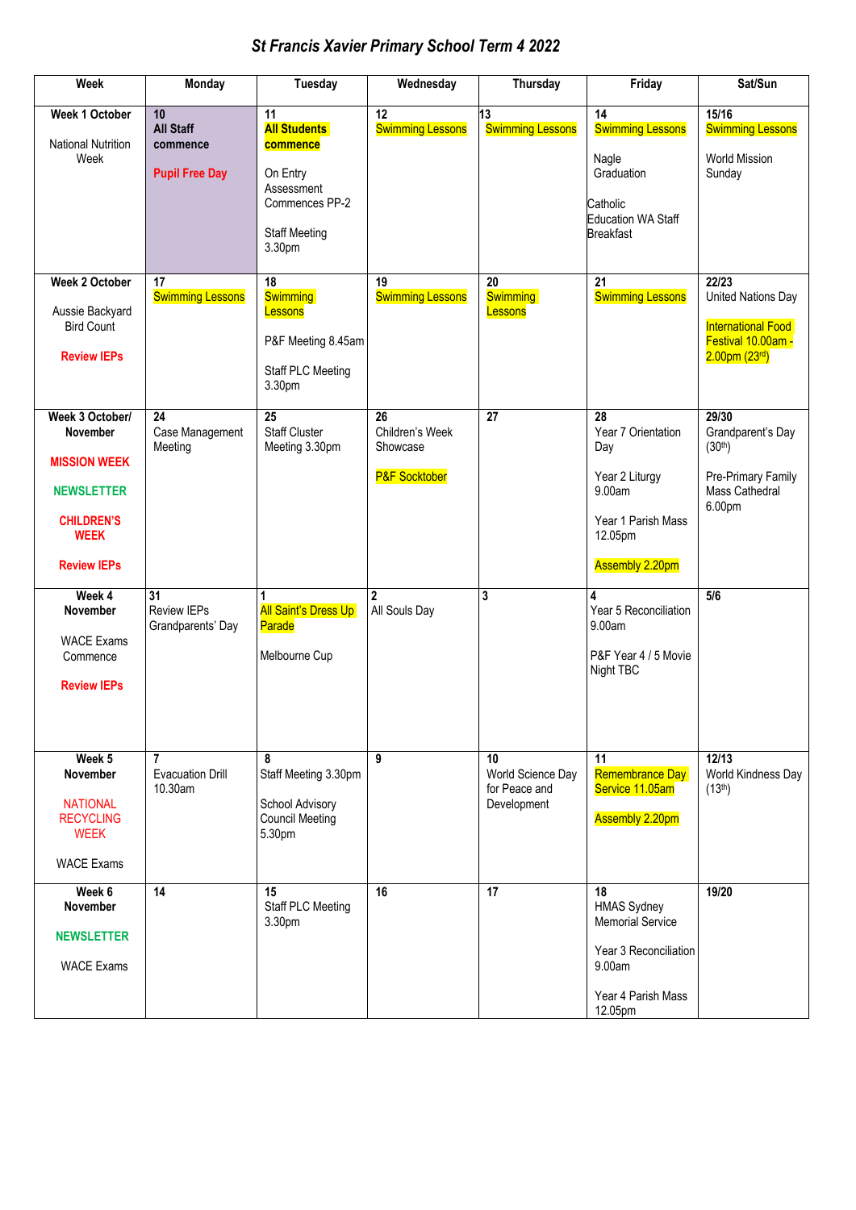# *St Francis Xavier Primary School Term 4 2022*

| Week | Monday | Tuesday | Wednesday | Thursday | Friday | Sat/Sun |
|---|---|---|---|---|---|---|
| **Week 1 October**<br><br>National Nutrition Week | **10**<br>**All Staff commence**<br><br>**Pupil Free Day** | **11**<br>**All Students commence**<br><br>On Entry Assessment Commences PP-2<br><br>Staff Meeting 3.30pm | **12**<br>Swimming Lessons | **13**<br>Swimming Lessons | **14**<br>Swimming Lessons<br><br>Nagle Graduation<br><br>Catholic Education WA Staff Breakfast | **15/16**<br>Swimming Lessons<br><br>World Mission Sunday |
| **Week 2 October**<br><br>Aussie Backyard Bird Count<br><br>**Review IEPs** | **17**<br>Swimming Lessons | **18**<br>Swimming Lessons<br><br>P&F Meeting 8.45am<br><br>Staff PLC Meeting 3.30pm | **19**<br>Swimming Lessons | **20**<br>Swimming Lessons | **21**<br>Swimming Lessons | **22/23**<br>United Nations Day<br><br>International Food Festival 10.00am - 2.00pm (23rd) |
| **Week 3 October/ November**<br><br>**MISSION WEEK**<br><br>**NEWSLETTER**<br><br>**CHILDREN'S WEEK**<br><br>**Review IEPs** | **24**<br>Case Management Meeting | **25**<br>Staff Cluster Meeting 3.30pm | **26**<br>Children's Week Showcase<br><br>P&F Socktober | **27** | **28**<br>Year 7 Orientation Day<br><br>Year 2 Liturgy 9.00am<br><br>Year 1 Parish Mass 12.05pm<br><br>Assembly 2.20pm | **29/30**<br>Grandparent's Day (30th)<br><br>Pre-Primary Family Mass Cathedral 6.00pm |
| **Week 4 November**<br><br>WACE Exams Commence<br><br>**Review IEPs** | **31**<br>Review IEPs<br>Grandparents' Day | **1**<br>All Saint's Dress Up Parade<br><br>Melbourne Cup | **2**<br>All Souls Day | **3** | **4**<br>Year 5 Reconciliation 9.00am<br><br>P&F Year 4 / 5 Movie Night TBC | **5/6** |
| **Week 5 November**<br><br>NATIONAL RECYCLING WEEK<br><br>WACE Exams | **7**<br>Evacuation Drill 10.30am | **8**<br>Staff Meeting 3.30pm<br><br>School Advisory Council Meeting 5.30pm | **9** | **10**<br>World Science Day for Peace and Development | **11**<br>Remembrance Day Service 11.05am<br><br>Assembly 2.20pm | **12/13**<br>World Kindness Day (13th) |
| **Week 6 November**<br><br>**NEWSLETTER**<br><br>WACE Exams | **14** | **15**<br>Staff PLC Meeting 3.30pm | **16** | **17** | **18**<br>HMAS Sydney Memorial Service<br><br>Year 3 Reconciliation 9.00am<br><br>Year 4 Parish Mass 12.05pm | **19/20** |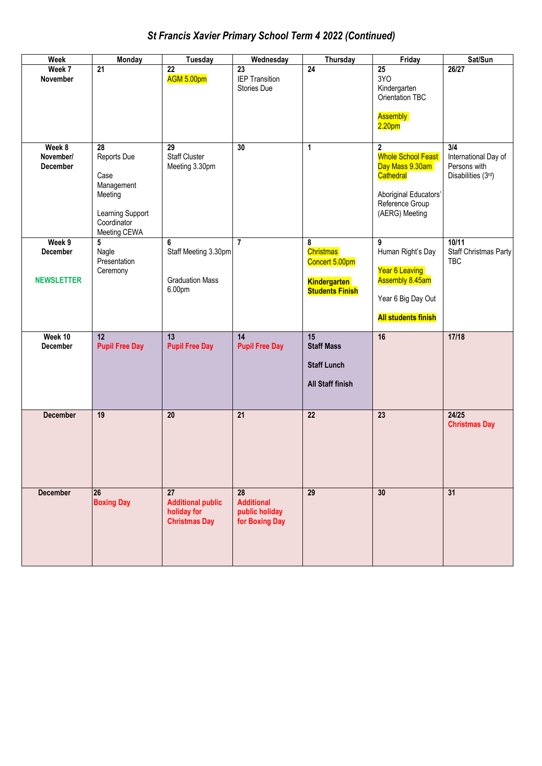# *St Francis Xavier Primary School Term 4 2022 (Continued)*

| Week | Monday | Tuesday | Wednesday | Thursday | Friday | Sat/Sun |
|---|---|---|---|---|---|---|
| **Week 7 November** | **21** | **22** AGM 5.00pm | **23** IEP Transition Stories Due | **24** | **25** 3YO Kindergarten Orientation TBC<br><br>Assembly 2.20pm | **26/27** |
| **Week 8 November/ December** | **28** Reports Due<br><br>Case Management Meeting<br><br>Learning Support Coordinator Meeting CEWA | **29** Staff Cluster Meeting 3.30pm | **30** | **1** | **2** Whole School Feast Day Mass 9.30am Cathedral<br><br>Aboriginal Educators' Reference Group (AERG) Meeting | **3/4** International Day of Persons with Disabilities (3rd) |
| **Week 9 December**<br><br>**NEWSLETTER** | **5** Nagle Presentation Ceremony | **6** Staff Meeting 3.30pm<br><br>Graduation Mass 6.00pm | **7** | **8** Christmas Concert 5.00pm<br><br>**Kindergarten Students Finish** | **9** Human Right's Day<br><br>Year 6 Leaving Assembly 8.45am<br><br>Year 6 Big Day Out<br><br>**All students finish** | **10/11** Staff Christmas Party TBC |
| **Week 10 December** | **12** **Pupil Free Day** | **13** **Pupil Free Day** | **14** **Pupil Free Day** | **15** **Staff Mass**<br><br>**Staff Lunch**<br><br>**All Staff finish** | **16** | **17/18** |
| **December** | **19** | **20** | **21** | **22** | **23** | **24/25** **Christmas Day** |
| **December** | **26** **Boxing Day** | **27** **Additional public holiday for Christmas Day** | **28** **Additional public holiday for Boxing Day** | **29** | **30** | **31** |